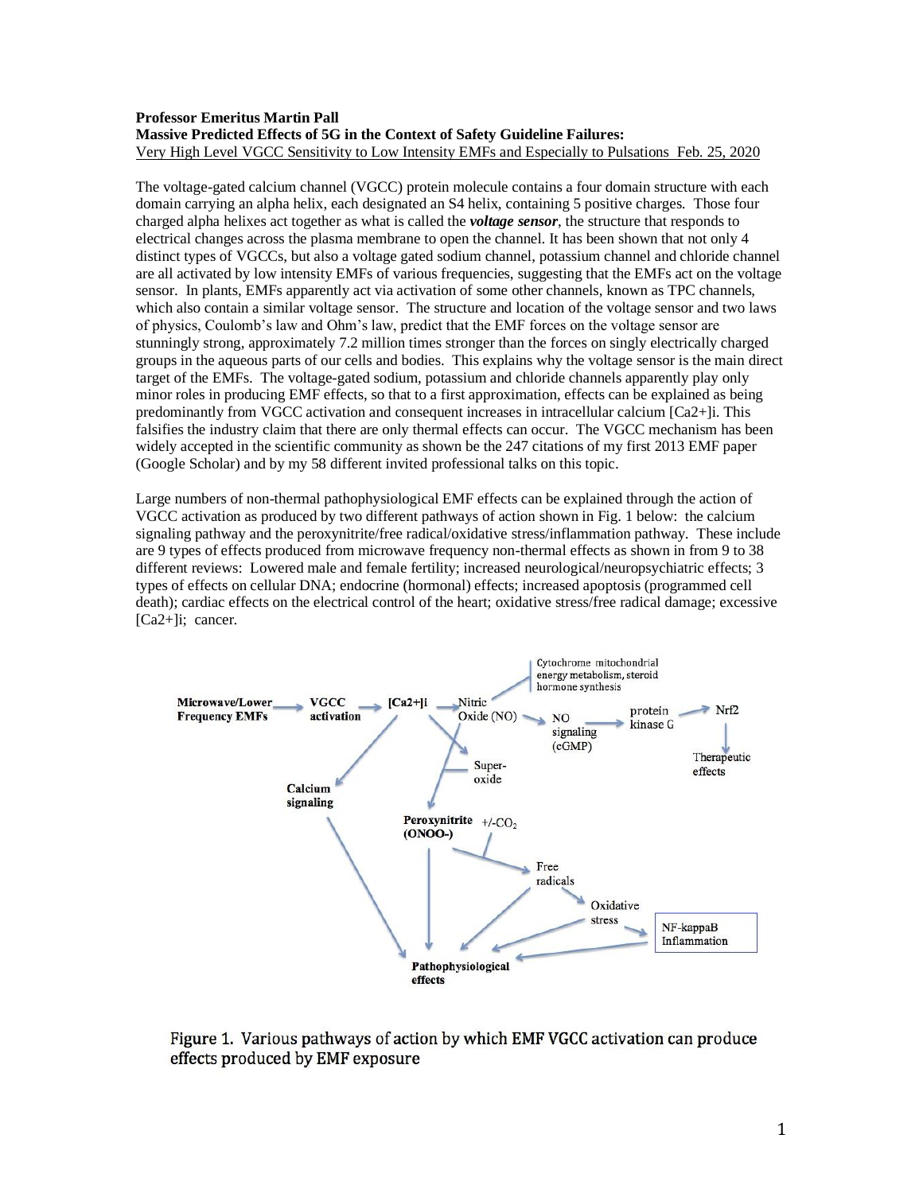**Professor Emeritus Martin Pall**
**Massive Predicted Effects of 5G in the Context of Safety Guideline Failures:**
Very High Level VGCC Sensitivity to Low Intensity EMFs and Especially to Pulsations Feb. 25, 2020

The voltage-gated calcium channel (VGCC) protein molecule contains a four domain structure with each domain carrying an alpha helix, each designated an S4 helix, containing 5 positive charges. Those four charged alpha helixes act together as what is called the ***voltage sensor***, the structure that responds to electrical changes across the plasma membrane to open the channel. It has been shown that not only 4 distinct types of VGCCs, but also a voltage gated sodium channel, potassium channel and chloride channel are all activated by low intensity EMFs of various frequencies, suggesting that the EMFs act on the voltage sensor. In plants, EMFs apparently act via activation of some other channels, known as TPC channels, which also contain a similar voltage sensor. The structure and location of the voltage sensor and two laws of physics, Coulomb's law and Ohm's law, predict that the EMF forces on the voltage sensor are stunningly strong, approximately 7.2 million times stronger than the forces on singly electrically charged groups in the aqueous parts of our cells and bodies. This explains why the voltage sensor is the main direct target of the EMFs. The voltage-gated sodium, potassium and chloride channels apparently play only minor roles in producing EMF effects, so that to a first approximation, effects can be explained as being predominantly from VGCC activation and consequent increases in intracellular calcium $[Ca2+]i$. This falsifies the industry claim that there are only thermal effects can occur. The VGCC mechanism has been widely accepted in the scientific community as shown be the 247 citations of my first 2013 EMF paper (Google Scholar) and by my 58 different invited professional talks on this topic.

Large numbers of non-thermal pathophysiological EMF effects can be explained through the action of VGCC activation as produced by two different pathways of action shown in Fig. 1 below: the calcium signaling pathway and the peroxynitrite/free radical/oxidative stress/inflammation pathway. These include are 9 types of effects produced from microwave frequency non-thermal effects as shown in from 9 to 38 different reviews: Lowered male and female fertility; increased neurological/neuropsychiatric effects; 3 types of effects on cellular DNA; endocrine (hormonal) effects; increased apoptosis (programmed cell death); cardiac effects on the electrical control of the heart; oxidative stress/free radical damage; excessive $[Ca2+]i$; cancer.

Figure 1. Various pathways of action by which EMF VGCC activation can produce effects produced by EMF exposure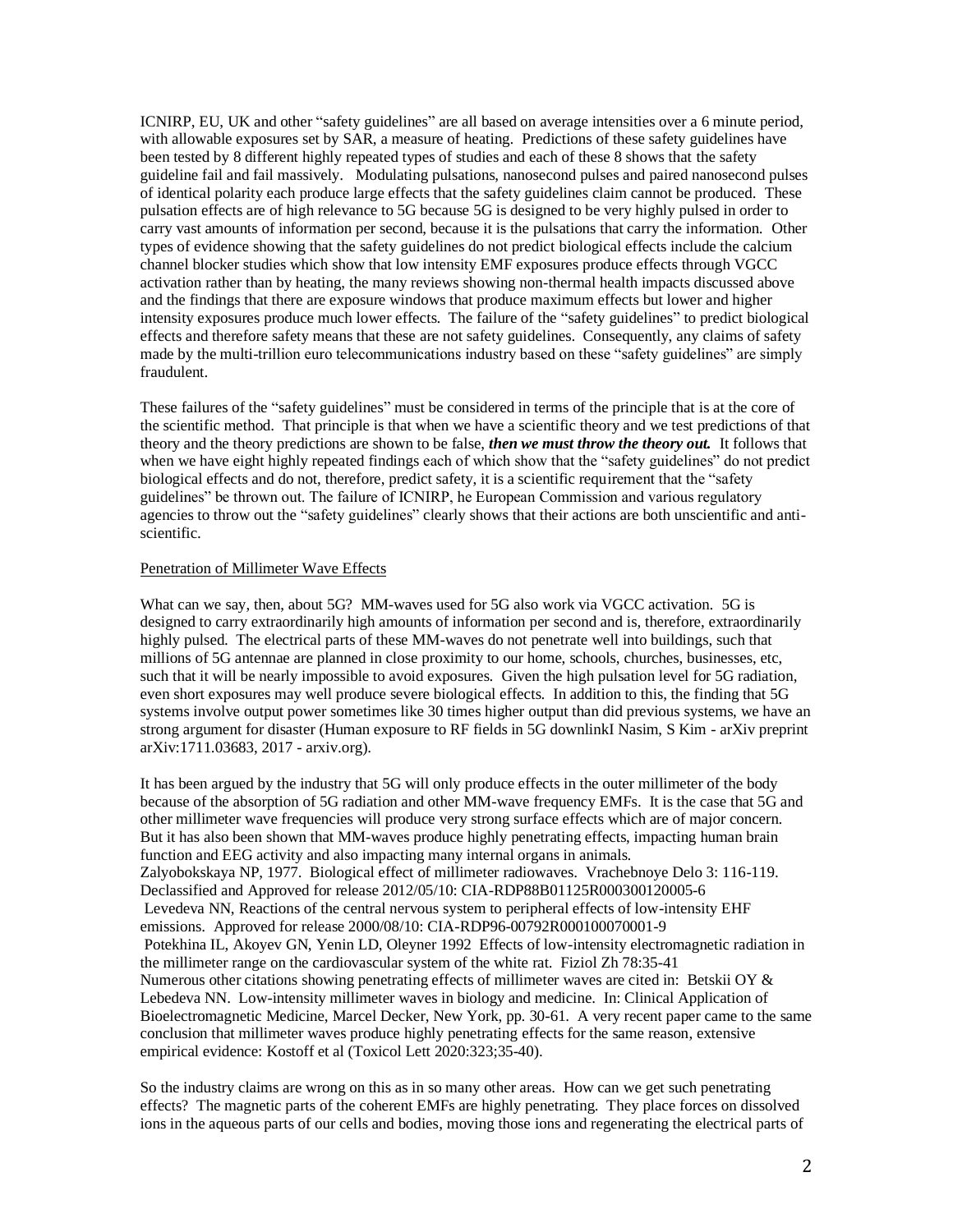ICNIRP, EU, UK and other "safety guidelines" are all based on average intensities over a 6 minute period, with allowable exposures set by SAR, a measure of heating. Predictions of these safety guidelines have been tested by 8 different highly repeated types of studies and each of these 8 shows that the safety guideline fail and fail massively. Modulating pulsations, nanosecond pulses and paired nanosecond pulses of identical polarity each produce large effects that the safety guidelines claim cannot be produced. These pulsation effects are of high relevance to 5G because 5G is designed to be very highly pulsed in order to carry vast amounts of information per second, because it is the pulsations that carry the information. Other types of evidence showing that the safety guidelines do not predict biological effects include the calcium channel blocker studies which show that low intensity EMF exposures produce effects through VGCC activation rather than by heating, the many reviews showing non-thermal health impacts discussed above and the findings that there are exposure windows that produce maximum effects but lower and higher intensity exposures produce much lower effects. The failure of the "safety guidelines" to predict biological effects and therefore safety means that these are not safety guidelines. Consequently, any claims of safety made by the multi-trillion euro telecommunications industry based on these "safety guidelines" are simply fraudulent.

These failures of the "safety guidelines" must be considered in terms of the principle that is at the core of the scientific method. That principle is that when we have a scientific theory and we test predictions of that theory and the theory predictions are shown to be false, ***then we must throw the theory out.*** It follows that when we have eight highly repeated findings each of which show that the "safety guidelines" do not predict biological effects and do not, therefore, predict safety, it is a scientific requirement that the "safety guidelines" be thrown out. The failure of ICNIRP, he European Commission and various regulatory agencies to throw out the "safety guidelines" clearly shows that their actions are both unscientific and anti-scientific.

Penetration of Millimeter Wave Effects

What can we say, then, about 5G? MM-waves used for 5G also work via VGCC activation. 5G is designed to carry extraordinarily high amounts of information per second and is, therefore, extraordinarily highly pulsed. The electrical parts of these MM-waves do not penetrate well into buildings, such that millions of 5G antennae are planned in close proximity to our home, schools, churches, businesses, etc, such that it will be nearly impossible to avoid exposures. Given the high pulsation level for 5G radiation, even short exposures may well produce severe biological effects. In addition to this, the finding that 5G systems involve output power sometimes like 30 times higher output than did previous systems, we have an strong argument for disaster (Human exposure to RF fields in 5G downlinkI Nasim, S Kim - arXiv preprint arXiv:1711.03683, 2017 - arxiv.org).

It has been argued by the industry that 5G will only produce effects in the outer millimeter of the body because of the absorption of 5G radiation and other MM-wave frequency EMFs. It is the case that 5G and other millimeter wave frequencies will produce very strong surface effects which are of major concern. But it has also been shown that MM-waves produce highly penetrating effects, impacting human brain function and EEG activity and also impacting many internal organs in animals.

Zalyobokskaya NP, 1977. Biological effect of millimeter radiowaves. Vrachebnoye Delo 3: 116-119. Declassified and Approved for release 2012/05/10: CIA-RDP88B01125R000300120005-6

Levedeva NN, Reactions of the central nervous system to peripheral effects of low-intensity EHF emissions. Approved for release 2000/08/10: CIA-RDP96-00792R000100070001-9

Potekhina IL, Akoyev GN, Yenin LD, Oleyner 1992 Effects of low-intensity electromagnetic radiation in the millimeter range on the cardiovascular system of the white rat. Fiziol Zh 78:35-41

Numerous other citations showing penetrating effects of millimeter waves are cited in: Betskii OY & Lebedeva NN. Low-intensity millimeter waves in biology and medicine. In: Clinical Application of Bioelectromagnetic Medicine, Marcel Decker, New York, pp. 30-61. A very recent paper came to the same conclusion that millimeter waves produce highly penetrating effects for the same reason, extensive empirical evidence: Kostoff et al (Toxicol Lett 2020:323;35-40).

So the industry claims are wrong on this as in so many other areas. How can we get such penetrating effects? The magnetic parts of the coherent EMFs are highly penetrating. They place forces on dissolved ions in the aqueous parts of our cells and bodies, moving those ions and regenerating the electrical parts of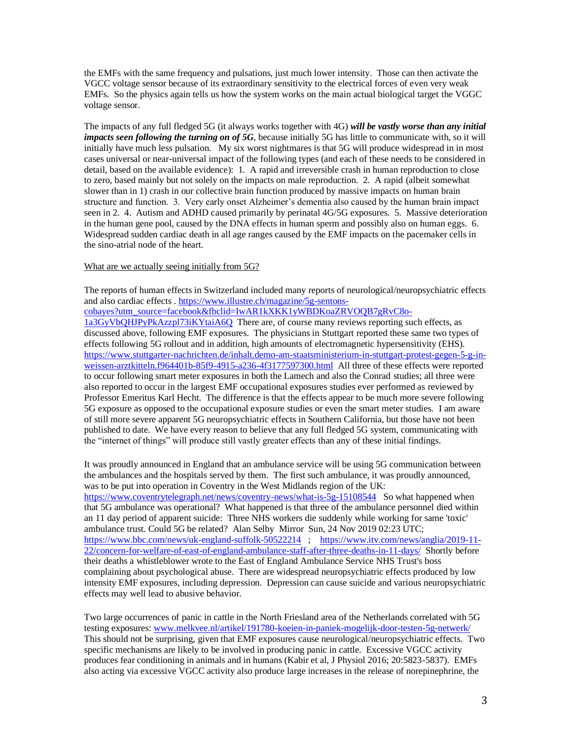the EMFs with the same frequency and pulsations, just much lower intensity. Those can then activate the VGCC voltage sensor because of its extraordinary sensitivity to the electrical forces of even very weak EMFs. So the physics again tells us how the system works on the main actual biological target the VGGC voltage sensor.

The impacts of any full fledged 5G (it always works together with 4G) ***will be vastly worse than any initial impacts seen following the turning on of 5G***, because initially 5G has little to communicate with, so it will initially have much less pulsation. My six worst nightmares is that 5G will produce widespread in in most cases universal or near-universal impact of the following types (and each of these needs to be considered in detail, based on the available evidence): 1. A rapid and irreversible crash in human reproduction to close to zero, based mainly but not solely on the impacts on male reproduction. 2. A rapid (albeit somewhat slower than in 1) crash in our collective brain function produced by massive impacts on human brain structure and function. 3. Very early onset Alzheimer's dementia also caused by the human brain impact seen in 2. 4. Autism and ADHD caused primarily by perinatal 4G/5G exposures. 5. Massive deterioration in the human gene pool, caused by the DNA effects in human sperm and possibly also on human eggs. 6. Widespread sudden cardiac death in all age ranges caused by the EMF impacts on the pacemaker cells in the sino-atrial node of the heart.

<u>What are we actually seeing initially from 5G?</u>

The reports of human effects in Switzerland included many reports of neurological/neuropsychiatric effects and also cardiac effects . https://www.illustre.ch/magazine/5g-sentons-cobayes?utm_source=facebook&fbclid=IwAR1kXKK1yWBDKoaZRVOQB7gRvC8o-1a3GyVbQHJPyPkAzzpl73iKYtaiA6Q There are, of course many reviews reporting such effects, as discussed above, following EMF exposures. The physicians in Stuttgart reported these same two types of effects following 5G rollout and in addition, high amounts of electromagnetic hypersensitivity (EHS). https://www.stuttgarter-nachrichten.de/inhalt.demo-am-staatsministerium-in-stuttgart-protest-gegen-5-g-in-weissen-arztkitteln.f964401b-85f9-4915-a236-4f3177597300.html All three of these effects were reported to occur following smart meter exposures in both the Lamech and also the Conrad studies; all three were also reported to occur in the largest EMF occupational exposures studies ever performed as reviewed by Professor Emeritus Karl Hecht. The difference is that the effects appear to be much more severe following 5G exposure as opposed to the occupational exposure studies or even the smart meter studies. I am aware of still more severe apparent 5G neuropsychiatric effects in Southern California, but those have not been published to date. We have every reason to believe that any full fledged 5G system, communicating with the "internet of things" will produce still vastly greater effects than any of these initial findings.

It was proudly announced in England that an ambulance service will be using 5G communication between the ambulances and the hospitals served by them. The first such ambulance, it was proudly announced, was to be put into operation in Coventry in the West Midlands region of the UK: https://www.coventrytelegraph.net/news/coventry-news/what-is-5g-15108544 So what happened when that 5G ambulance was operational? What happened is that three of the ambulance personnel died within an 11 day period of apparent suicide: Three NHS workers die suddenly while working for same 'toxic' ambulance trust. Could 5G be related? Alan Selby Mirror Sun, 24 Nov 2019 02:23 UTC; https://www.bbc.com/news/uk-england-suffolk-50522214 ; https://www.itv.com/news/anglia/2019-11-22/concern-for-welfare-of-east-of-england-ambulance-staff-after-three-deaths-in-11-days/ Shortly before their deaths a whistleblower wrote to the East of England Ambulance Service NHS Trust's boss complaining about psychological abuse. There are widespread neuropsychiatric effects produced by low intensity EMF exposures, including depression. Depression can cause suicide and various neuropsychiatric effects may well lead to abusive behavior.

Two large occurrences of panic in cattle in the North Friesland area of the Netherlands correlated with 5G testing exposures: www.melkvee.nl/artikel/191780-koeien-in-paniek-mogelijk-door-testen-5g-netwerk/ This should not be surprising, given that EMF exposures cause neurological/neuropsychiatric effects. Two specific mechanisms are likely to be involved in producing panic in cattle. Excessive VGCC activity produces fear conditioning in animals and in humans (Kabir et al, J Physiol 2016; 20:5823-5837). EMFs also acting via excessive VGCC activity also produce large increases in the release of norepinephrine, the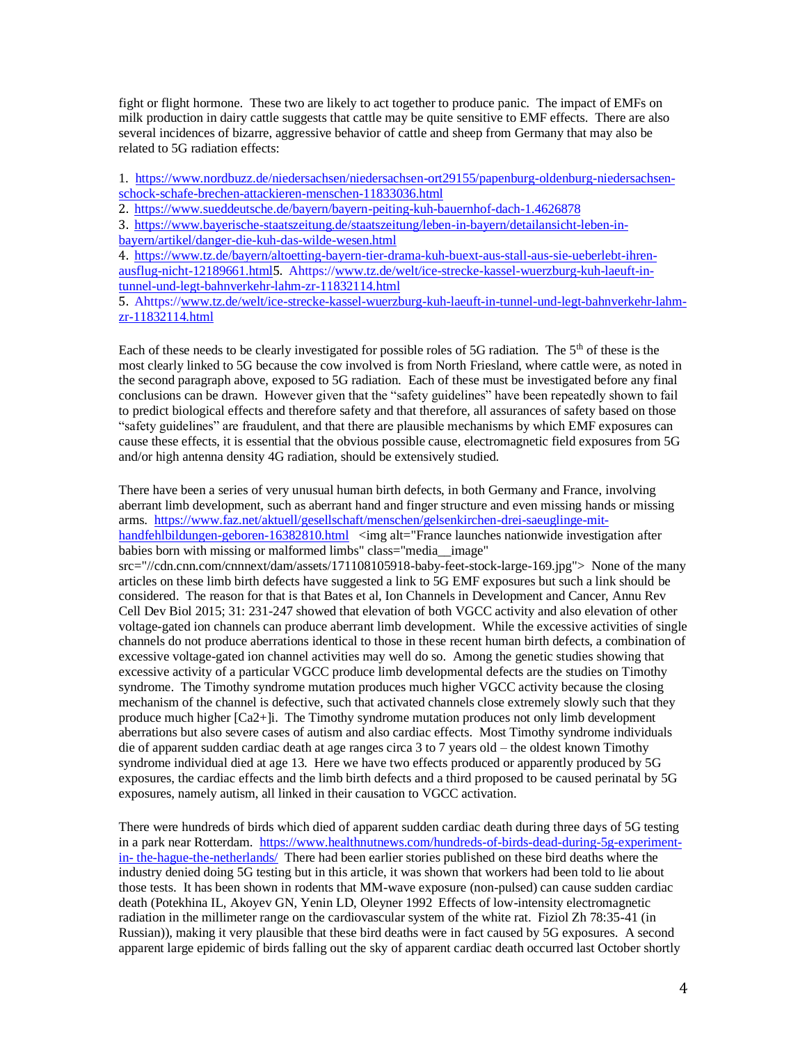fight or flight hormone. These two are likely to act together to produce panic. The impact of EMFs on milk production in dairy cattle suggests that cattle may be quite sensitive to EMF effects. There are also several incidences of bizarre, aggressive behavior of cattle and sheep from Germany that may also be related to 5G radiation effects:

1. https://www.nordbuzz.de/niedersachsen/niedersachsen-ort29155/papenburg-oldenburg-niedersachsen-schock-schafe-brechen-attackieren-menschen-11833036.html
2. https://www.sueddeutsche.de/bayern/bayern-peiting-kuh-bauernhof-dach-1.4626878
3. https://www.bayerische-staatszeitung.de/staatszeitung/leben-in-bayern/detailansicht-leben-in-bayern/artikel/danger-die-kuh-das-wilde-wesen.html
4. https://www.tz.de/bayern/altoetting-bayern-tier-drama-kuh-buext-aus-stall-aus-sie-ueberlebt-ihren-ausflug-nicht-12189661.html5. Ahttps://www.tz.de/welt/ice-strecke-kassel-wuerzburg-kuh-laeuft-in-tunnel-und-legt-bahnverkehr-lahm-zr-11832114.html
5. Ahttps://www.tz.de/welt/ice-strecke-kassel-wuerzburg-kuh-laeuft-in-tunnel-und-legt-bahnverkehr-lahm-zr-11832114.html

Each of these needs to be clearly investigated for possible roles of 5G radiation. The 5th of these is the most clearly linked to 5G because the cow involved is from North Friesland, where cattle were, as noted in the second paragraph above, exposed to 5G radiation. Each of these must be investigated before any final conclusions can be drawn. However given that the "safety guidelines" have been repeatedly shown to fail to predict biological effects and therefore safety and that therefore, all assurances of safety based on those "safety guidelines" are fraudulent, and that there are plausible mechanisms by which EMF exposures can cause these effects, it is essential that the obvious possible cause, electromagnetic field exposures from 5G and/or high antenna density 4G radiation, should be extensively studied.

There have been a series of very unusual human birth defects, in both Germany and France, involving aberrant limb development, such as aberrant hand and finger structure and even missing hands or missing arms. https://www.faz.net/aktuell/gesellschaft/menschen/gelsenkirchen-drei-saeuglinge-mit-handfehlbildungen-geboren-16382810.html <img alt="France launches nationwide investigation after babies born with missing or malformed limbs" class="media__image" src="//cdn.cnn.com/cnnnext/dam/assets/171108105918-baby-feet-stock-large-169.jpg"> None of the many articles on these limb birth defects have suggested a link to 5G EMF exposures but such a link should be considered. The reason for that is that Bates et al, Ion Channels in Development and Cancer, Annu Rev Cell Dev Biol 2015; 31: 231-247 showed that elevation of both VGCC activity and also elevation of other voltage-gated ion channels can produce aberrant limb development. While the excessive activities of single channels do not produce aberrations identical to those in these recent human birth defects, a combination of excessive voltage-gated ion channel activities may well do so. Among the genetic studies showing that excessive activity of a particular VGCC produce limb developmental defects are the studies on Timothy syndrome. The Timothy syndrome mutation produces much higher VGCC activity because the closing mechanism of the channel is defective, such that activated channels close extremely slowly such that they produce much higher $[Ca2+]i$. The Timothy syndrome mutation produces not only limb development aberrations but also severe cases of autism and also cardiac effects. Most Timothy syndrome individuals die of apparent sudden cardiac death at age ranges circa 3 to 7 years old – the oldest known Timothy syndrome individual died at age 13. Here we have two effects produced or apparently produced by 5G exposures, the cardiac effects and the limb birth defects and a third proposed to be caused perinatal by 5G exposures, namely autism, all linked in their causation to VGCC activation.

There were hundreds of birds which died of apparent sudden cardiac death during three days of 5G testing in a park near Rotterdam. https://www.healthnutnews.com/hundreds-of-birds-dead-during-5g-experiment-in-the-hague-the-netherlands/ There had been earlier stories published on these bird deaths where the industry denied doing 5G testing but in this article, it was shown that workers had been told to lie about those tests. It has been shown in rodents that MM-wave exposure (non-pulsed) can cause sudden cardiac death (Potekhina IL, Akoyev GN, Yenin LD, Oleyner 1992 Effects of low-intensity electromagnetic radiation in the millimeter range on the cardiovascular system of the white rat. Fiziol Zh 78:35-41 (in Russian)), making it very plausible that these bird deaths were in fact caused by 5G exposures. A second apparent large epidemic of birds falling out the sky of apparent cardiac death occurred last October shortly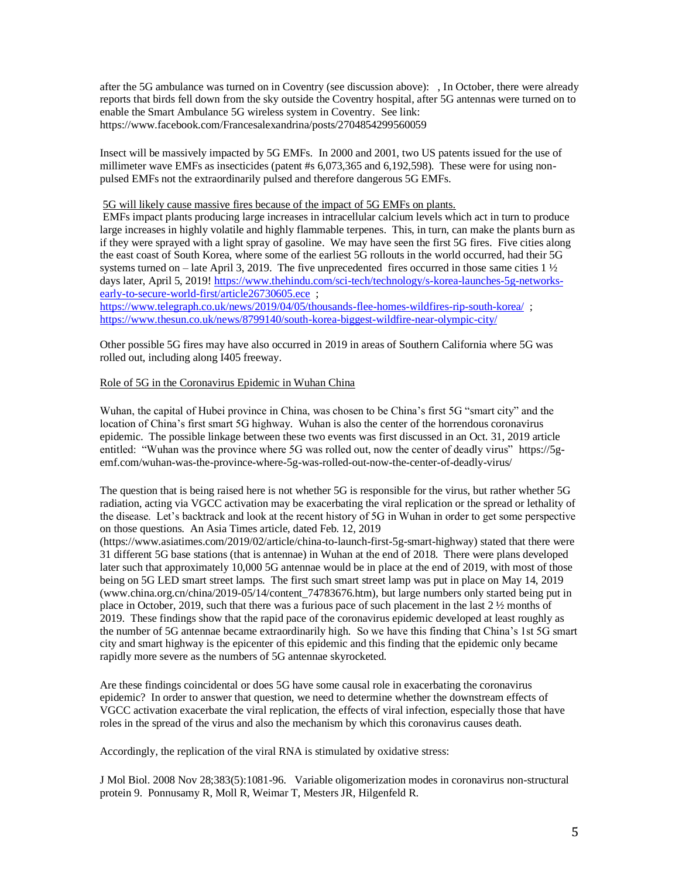after the 5G ambulance was turned on in Coventry (see discussion above): , In October, there were already reports that birds fell down from the sky outside the Coventry hospital, after 5G antennas were turned on to enable the Smart Ambulance 5G wireless system in Coventry. See link: https://www.facebook.com/Francesalexandrina/posts/2704854299560059

Insect will be massively impacted by 5G EMFs. In 2000 and 2001, two US patents issued for the use of millimeter wave EMFs as insecticides (patent #s 6,073,365 and 6,192,598). These were for using non-pulsed EMFs not the extraordinarily pulsed and therefore dangerous 5G EMFs.

5G will likely cause massive fires because of the impact of 5G EMFs on plants.

EMFs impact plants producing large increases in intracellular calcium levels which act in turn to produce large increases in highly volatile and highly flammable terpenes. This, in turn, can make the plants burn as if they were sprayed with a light spray of gasoline. We may have seen the first 5G fires. Five cities along the east coast of South Korea, where some of the earliest 5G rollouts in the world occurred, had their 5G systems turned on – late April 3, 2019. The five unprecedented fires occurred in those same cities 1 ½ days later, April 5, 2019! https://www.thehindu.com/sci-tech/technology/s-korea-launches-5g-networks-early-to-secure-world-first/article26730605.ece ;
https://www.telegraph.co.uk/news/2019/04/05/thousands-flee-homes-wildfires-rip-south-korea/ ;
https://www.thesun.co.uk/news/8799140/south-korea-biggest-wildfire-near-olympic-city/

Other possible 5G fires may have also occurred in 2019 in areas of Southern California where 5G was rolled out, including along I405 freeway.

Role of 5G in the Coronavirus Epidemic in Wuhan China

Wuhan, the capital of Hubei province in China, was chosen to be China's first 5G "smart city" and the location of China's first smart 5G highway. Wuhan is also the center of the horrendous coronavirus epidemic. The possible linkage between these two events was first discussed in an Oct. 31, 2019 article entitled: "Wuhan was the province where 5G was rolled out, now the center of deadly virus" https://5g-emf.com/wuhan-was-the-province-where-5g-was-rolled-out-now-the-center-of-deadly-virus/

The question that is being raised here is not whether 5G is responsible for the virus, but rather whether 5G radiation, acting via VGCC activation may be exacerbating the viral replication or the spread or lethality of the disease. Let's backtrack and look at the recent history of 5G in Wuhan in order to get some perspective on those questions. An Asia Times article, dated Feb. 12, 2019 (https://www.asiatimes.com/2019/02/article/china-to-launch-first-5g-smart-highway) stated that there were 31 different 5G base stations (that is antennae) in Wuhan at the end of 2018. There were plans developed later such that approximately 10,000 5G antennae would be in place at the end of 2019, with most of those being on 5G LED smart street lamps. The first such smart street lamp was put in place on May 14, 2019 (www.china.org.cn/china/2019-05/14/content_74783676.htm), but large numbers only started being put in place in October, 2019, such that there was a furious pace of such placement in the last 2 ½ months of 2019. These findings show that the rapid pace of the coronavirus epidemic developed at least roughly as the number of 5G antennae became extraordinarily high. So we have this finding that China's 1st 5G smart city and smart highway is the epicenter of this epidemic and this finding that the epidemic only became rapidly more severe as the numbers of 5G antennae skyrocketed.

Are these findings coincidental or does 5G have some causal role in exacerbating the coronavirus epidemic? In order to answer that question, we need to determine whether the downstream effects of VGCC activation exacerbate the viral replication, the effects of viral infection, especially those that have roles in the spread of the virus and also the mechanism by which this coronavirus causes death.

Accordingly, the replication of the viral RNA is stimulated by oxidative stress:

J Mol Biol. 2008 Nov 28;383(5):1081-96. Variable oligomerization modes in coronavirus non-structural protein 9. Ponnusamy R, Moll R, Weimar T, Mesters JR, Hilgenfeld R.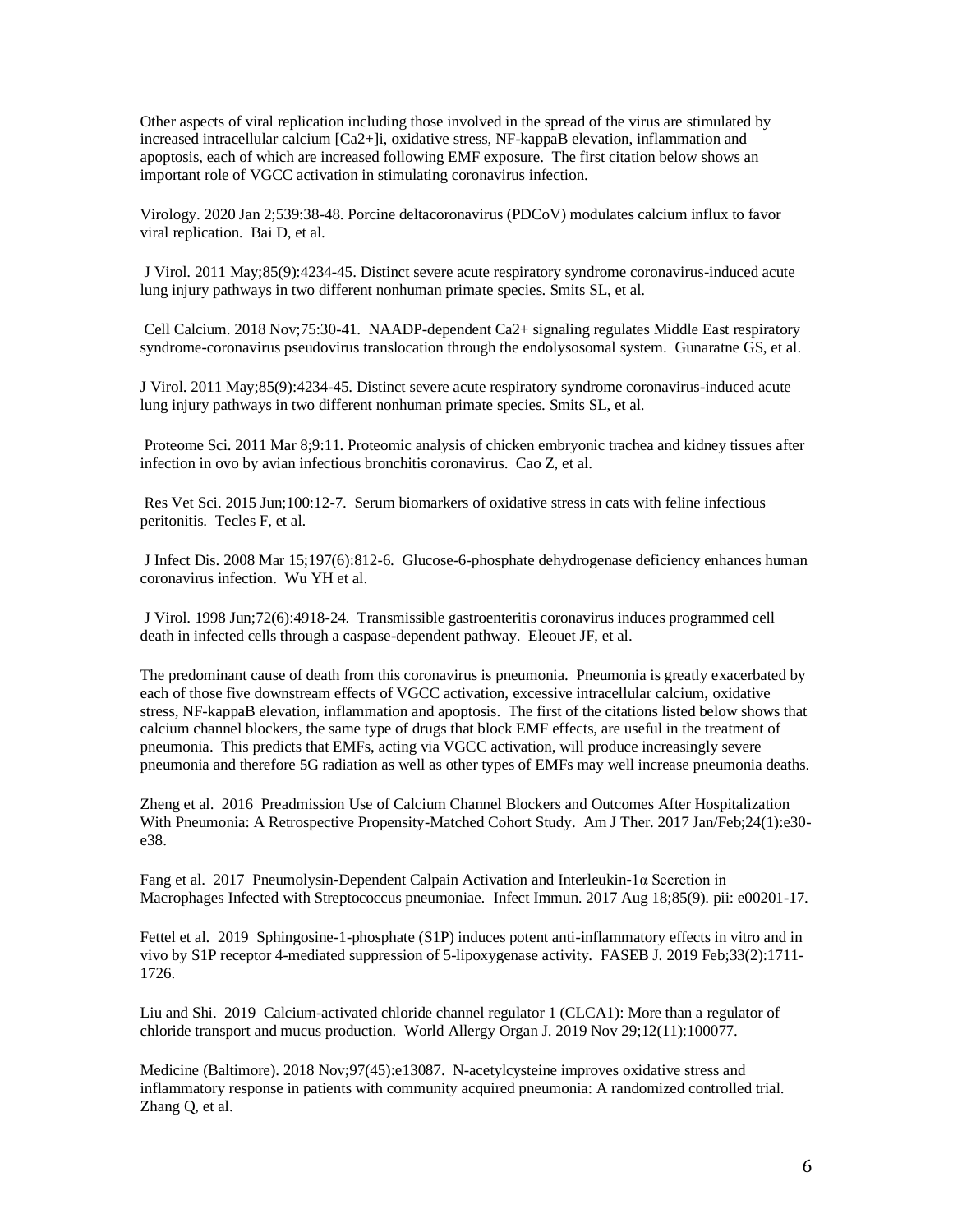Other aspects of viral replication including those involved in the spread of the virus are stimulated by increased intracellular calcium $[Ca2+]i$, oxidative stress, NF-kappaB elevation, inflammation and apoptosis, each of which are increased following EMF exposure. The first citation below shows an important role of VGCC activation in stimulating coronavirus infection.

Virology. 2020 Jan 2;539:38-48. Porcine deltacoronavirus (PDCoV) modulates calcium influx to favor viral replication. Bai D, et al.

J Virol. 2011 May;85(9):4234-45. Distinct severe acute respiratory syndrome coronavirus-induced acute lung injury pathways in two different nonhuman primate species. Smits SL, et al.

Cell Calcium. 2018 Nov;75:30-41. NAADP-dependent Ca2+ signaling regulates Middle East respiratory syndrome-coronavirus pseudovirus translocation through the endolysosomal system. Gunaratne GS, et al.

J Virol. 2011 May;85(9):4234-45. Distinct severe acute respiratory syndrome coronavirus-induced acute lung injury pathways in two different nonhuman primate species. Smits SL, et al.

Proteome Sci. 2011 Mar 8;9:11. Proteomic analysis of chicken embryonic trachea and kidney tissues after infection in ovo by avian infectious bronchitis coronavirus. Cao Z, et al.

Res Vet Sci. 2015 Jun;100:12-7. Serum biomarkers of oxidative stress in cats with feline infectious peritonitis. Tecles F, et al.

J Infect Dis. 2008 Mar 15;197(6):812-6. Glucose-6-phosphate dehydrogenase deficiency enhances human coronavirus infection. Wu YH et al.

J Virol. 1998 Jun;72(6):4918-24. Transmissible gastroenteritis coronavirus induces programmed cell death in infected cells through a caspase-dependent pathway. Eleouet JF, et al.

The predominant cause of death from this coronavirus is pneumonia. Pneumonia is greatly exacerbated by each of those five downstream effects of VGCC activation, excessive intracellular calcium, oxidative stress, NF-kappaB elevation, inflammation and apoptosis. The first of the citations listed below shows that calcium channel blockers, the same type of drugs that block EMF effects, are useful in the treatment of pneumonia. This predicts that EMFs, acting via VGCC activation, will produce increasingly severe pneumonia and therefore 5G radiation as well as other types of EMFs may well increase pneumonia deaths.

Zheng et al. 2016 Preadmission Use of Calcium Channel Blockers and Outcomes After Hospitalization With Pneumonia: A Retrospective Propensity-Matched Cohort Study. Am J Ther. 2017 Jan/Feb;24(1):e30-e38.

Fang et al. 2017 Pneumolysin-Dependent Calpain Activation and Interleukin-1α Secretion in Macrophages Infected with Streptococcus pneumoniae. Infect Immun. 2017 Aug 18;85(9). pii: e00201-17.

Fettel et al. 2019 Sphingosine-1-phosphate (S1P) induces potent anti-inflammatory effects in vitro and in vivo by S1P receptor 4-mediated suppression of 5-lipoxygenase activity. FASEB J. 2019 Feb;33(2):1711-1726.

Liu and Shi. 2019 Calcium-activated chloride channel regulator 1 (CLCA1): More than a regulator of chloride transport and mucus production. World Allergy Organ J. 2019 Nov 29;12(11):100077.

Medicine (Baltimore). 2018 Nov;97(45):e13087. N-acetylcysteine improves oxidative stress and inflammatory response in patients with community acquired pneumonia: A randomized controlled trial. Zhang Q, et al.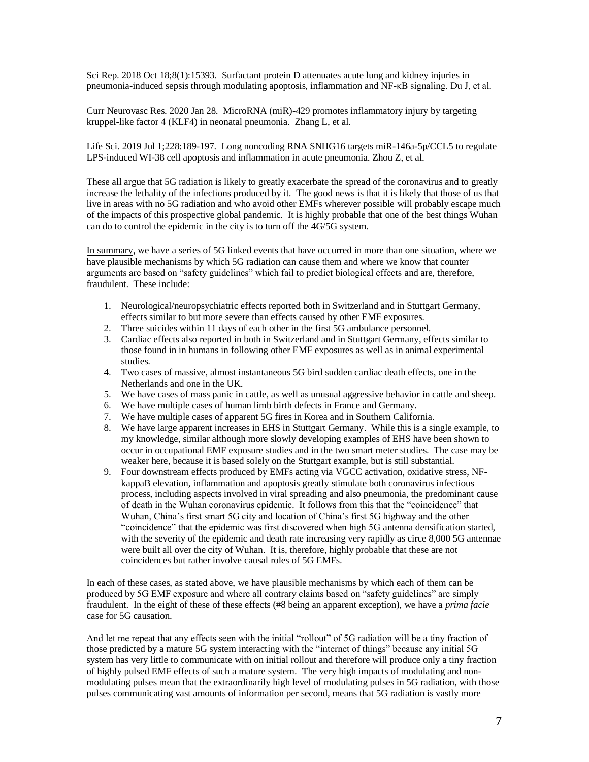Sci Rep. 2018 Oct 18;8(1):15393. Surfactant protein D attenuates acute lung and kidney injuries in pneumonia-induced sepsis through modulating apoptosis, inflammation and NF-κB signaling. Du J, et al.

Curr Neurovasc Res. 2020 Jan 28. MicroRNA (miR)-429 promotes inflammatory injury by targeting kruppel-like factor 4 (KLF4) in neonatal pneumonia. Zhang L, et al.

Life Sci. 2019 Jul 1;228:189-197. Long noncoding RNA SNHG16 targets miR-146a-5p/CCL5 to regulate LPS-induced WI-38 cell apoptosis and inflammation in acute pneumonia. Zhou Z, et al.

These all argue that 5G radiation is likely to greatly exacerbate the spread of the coronavirus and to greatly increase the lethality of the infections produced by it. The good news is that it is likely that those of us that live in areas with no 5G radiation and who avoid other EMFs wherever possible will probably escape much of the impacts of this prospective global pandemic. It is highly probable that one of the best things Wuhan can do to control the epidemic in the city is to turn off the 4G/5G system.

In summary, we have a series of 5G linked events that have occurred in more than one situation, where we have plausible mechanisms by which 5G radiation can cause them and where we know that counter arguments are based on "safety guidelines" which fail to predict biological effects and are, therefore, fraudulent. These include:

1. Neurological/neuropsychiatric effects reported both in Switzerland and in Stuttgart Germany, effects similar to but more severe than effects caused by other EMF exposures.
2. Three suicides within 11 days of each other in the first 5G ambulance personnel.
3. Cardiac effects also reported in both in Switzerland and in Stuttgart Germany, effects similar to those found in in humans in following other EMF exposures as well as in animal experimental studies.
4. Two cases of massive, almost instantaneous 5G bird sudden cardiac death effects, one in the Netherlands and one in the UK.
5. We have cases of mass panic in cattle, as well as unusual aggressive behavior in cattle and sheep.
6. We have multiple cases of human limb birth defects in France and Germany.
7. We have multiple cases of apparent 5G fires in Korea and in Southern California.
8. We have large apparent increases in EHS in Stuttgart Germany. While this is a single example, to my knowledge, similar although more slowly developing examples of EHS have been shown to occur in occupational EMF exposure studies and in the two smart meter studies. The case may be weaker here, because it is based solely on the Stuttgart example, but is still substantial.
9. Four downstream effects produced by EMFs acting via VGCC activation, oxidative stress, NF-kappaB elevation, inflammation and apoptosis greatly stimulate both coronavirus infectious process, including aspects involved in viral spreading and also pneumonia, the predominant cause of death in the Wuhan coronavirus epidemic. It follows from this that the "coincidence" that Wuhan, China's first smart 5G city and location of China's first 5G highway and the other "coincidence" that the epidemic was first discovered when high 5G antenna densification started, with the severity of the epidemic and death rate increasing very rapidly as circe 8,000 5G antennae were built all over the city of Wuhan. It is, therefore, highly probable that these are not coincidences but rather involve causal roles of 5G EMFs.

In each of these cases, as stated above, we have plausible mechanisms by which each of them can be produced by 5G EMF exposure and where all contrary claims based on "safety guidelines" are simply fraudulent. In the eight of these of these effects (#8 being an apparent exception), we have a *prima facie* case for 5G causation.

And let me repeat that any effects seen with the initial "rollout" of 5G radiation will be a tiny fraction of those predicted by a mature 5G system interacting with the "internet of things" because any initial 5G system has very little to communicate with on initial rollout and therefore will produce only a tiny fraction of highly pulsed EMF effects of such a mature system. The very high impacts of modulating and non-modulating pulses mean that the extraordinarily high level of modulating pulses in 5G radiation, with those pulses communicating vast amounts of information per second, means that 5G radiation is vastly more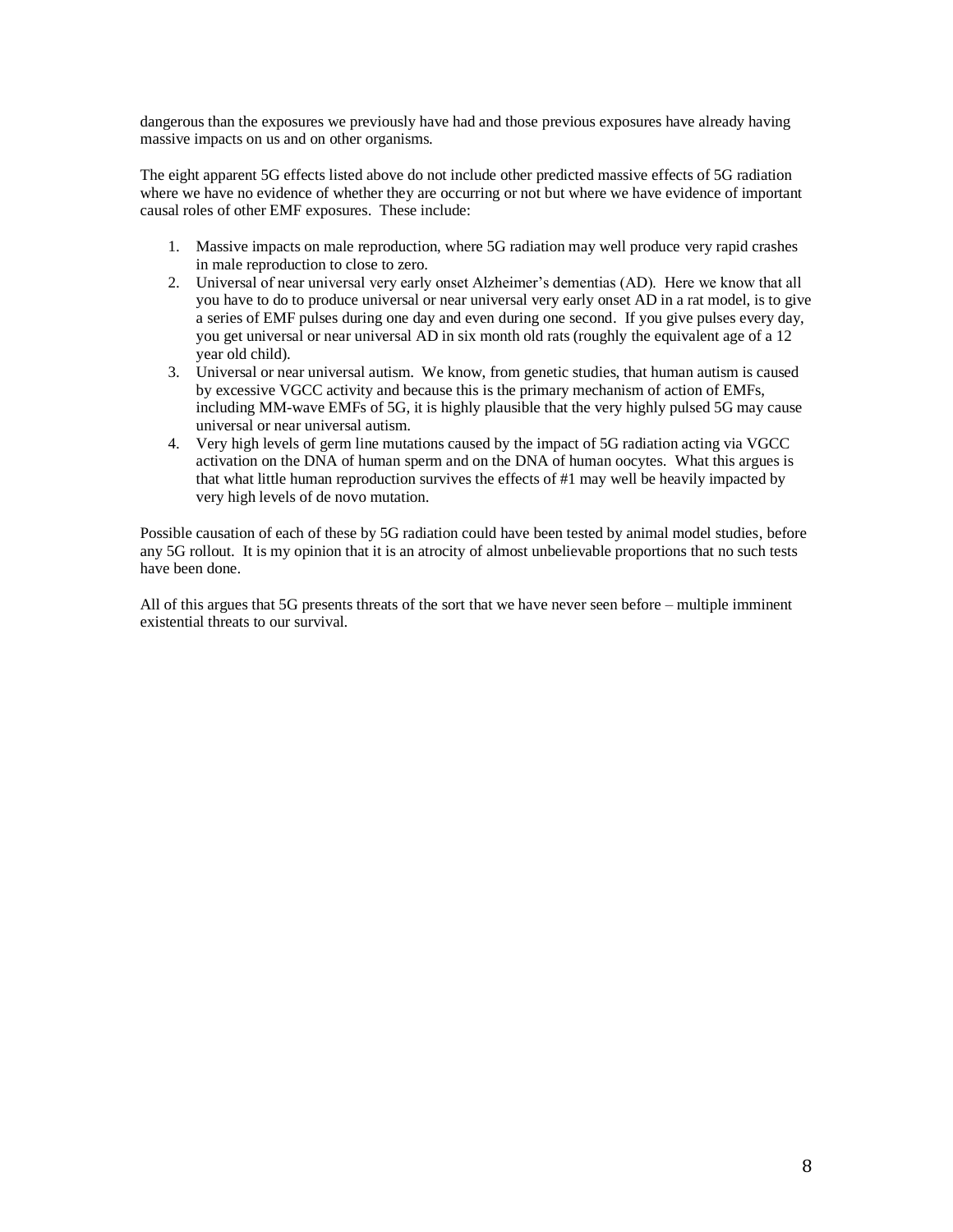dangerous than the exposures we previously have had and those previous exposures have already having massive impacts on us and on other organisms.

The eight apparent 5G effects listed above do not include other predicted massive effects of 5G radiation where we have no evidence of whether they are occurring or not but where we have evidence of important causal roles of other EMF exposures. These include:

1. Massive impacts on male reproduction, where 5G radiation may well produce very rapid crashes in male reproduction to close to zero.
2. Universal of near universal very early onset Alzheimer's dementias (AD). Here we know that all you have to do to produce universal or near universal very early onset AD in a rat model, is to give a series of EMF pulses during one day and even during one second. If you give pulses every day, you get universal or near universal AD in six month old rats (roughly the equivalent age of a 12 year old child).
3. Universal or near universal autism. We know, from genetic studies, that human autism is caused by excessive VGCC activity and because this is the primary mechanism of action of EMFs, including MM-wave EMFs of 5G, it is highly plausible that the very highly pulsed 5G may cause universal or near universal autism.
4. Very high levels of germ line mutations caused by the impact of 5G radiation acting via VGCC activation on the DNA of human sperm and on the DNA of human oocytes. What this argues is that what little human reproduction survives the effects of #1 may well be heavily impacted by very high levels of de novo mutation.

Possible causation of each of these by 5G radiation could have been tested by animal model studies, before any 5G rollout. It is my opinion that it is an atrocity of almost unbelievable proportions that no such tests have been done.

All of this argues that 5G presents threats of the sort that we have never seen before – multiple imminent existential threats to our survival.